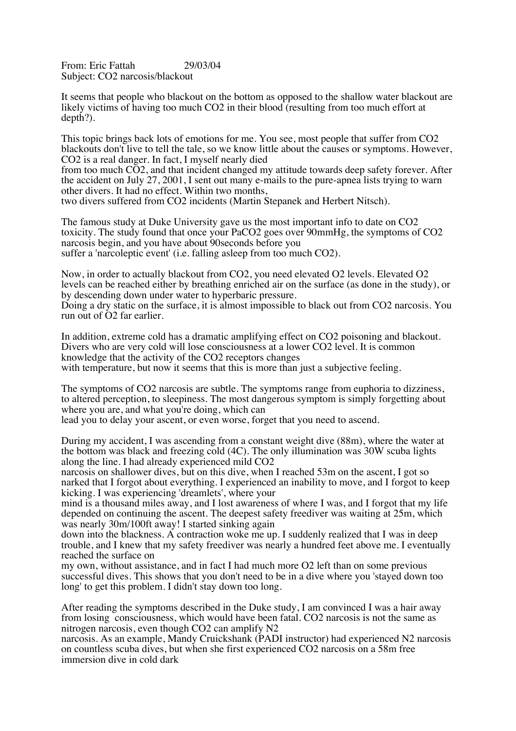From: Eric Fattah 29/03/04
Subject: $CO_2$ narcosis/blackout

It seems that people who blackout on the bottom as opposed to the shallow water blackout are likely victims of having too much $CO_2$ in their blood (resulting from too much effort at depth?).

This topic brings back lots of emotions for me. You see, most people that suffer from $CO_2$ blackouts don't live to tell the tale, so we know little about the causes or symptoms. However, $CO_2$ is a real danger. In fact, I myself nearly died from too much $CO_2$, and that incident changed my attitude towards deep safety forever. After the accident on July 27, 2001, I sent out many e-mails to the pure-apnea lists trying to warn other divers. It had no effect. Within two months, two divers suffered from $CO_2$ incidents (Martin Stepanek and Herbert Nitsch).

The famous study at Duke University gave us the most important info to date on $CO_2$ toxicity. The study found that once your $PaCO_2$ goes over 90mmHg, the symptoms of $CO_2$ narcosis begin, and you have about 90seconds before you suffer a 'narcoleptic event' (i.e. falling asleep from too much $CO_2$).

Now, in order to actually blackout from $CO_2$, you need elevated $O_2$ levels. Elevated $O_2$ levels can be reached either by breathing enriched air on the surface (as done in the study), or by descending down under water to hyperbaric pressure.
Doing a dry static on the surface, it is almost impossible to black out from $CO_2$ narcosis. You run out of $O_2$ far earlier.

In addition, extreme cold has a dramatic amplifying effect on $CO_2$ poisoning and blackout. Divers who are very cold will lose consciousness at a lower $CO_2$ level. It is common knowledge that the activity of the $CO_2$ receptors changes with temperature, but now it seems that this is more than just a subjective feeling.

The symptoms of $CO_2$ narcosis are subtle. The symptoms range from euphoria to dizziness, to altered perception, to sleepiness. The most dangerous symptom is simply forgetting about where you are, and what you're doing, which can lead you to delay your ascent, or even worse, forget that you need to ascend.

During my accident, I was ascending from a constant weight dive (88m), where the water at the bottom was black and freezing cold (4C). The only illumination was 30W scuba lights along the line. I had already experienced mild $CO_2$ narcosis on shallower dives, but on this dive, when I reached 53m on the ascent, I got so narked that I forgot about everything. I experienced an inability to move, and I forgot to keep kicking. I was experiencing 'dreamlets', where your mind is a thousand miles away, and I lost awareness of where I was, and I forgot that my life depended on continuing the ascent. The deepest safety freediver was waiting at 25m, which was nearly 30m/100ft away! I started sinking again down into the blackness. A contraction woke me up. I suddenly realized that I was in deep trouble, and I knew that my safety freediver was nearly a hundred feet above me. I eventually reached the surface on my own, without assistance, and in fact I had much more $O_2$ left than on some previous successful dives. This shows that you don't need to be in a dive where you 'stayed down too long' to get this problem. I didn't stay down too long.

After reading the symptoms described in the Duke study, I am convinced I was a hair away from losing consciousness, which would have been fatal. $CO_2$ narcosis is not the same as nitrogen narcosis, even though $CO_2$ can amplify $N_2$ narcosis. As an example, Mandy Cruickshank (PADI instructor) had experienced $N_2$ narcosis on countless scuba dives, but when she first experienced $CO_2$ narcosis on a 58m free immersion dive in cold dark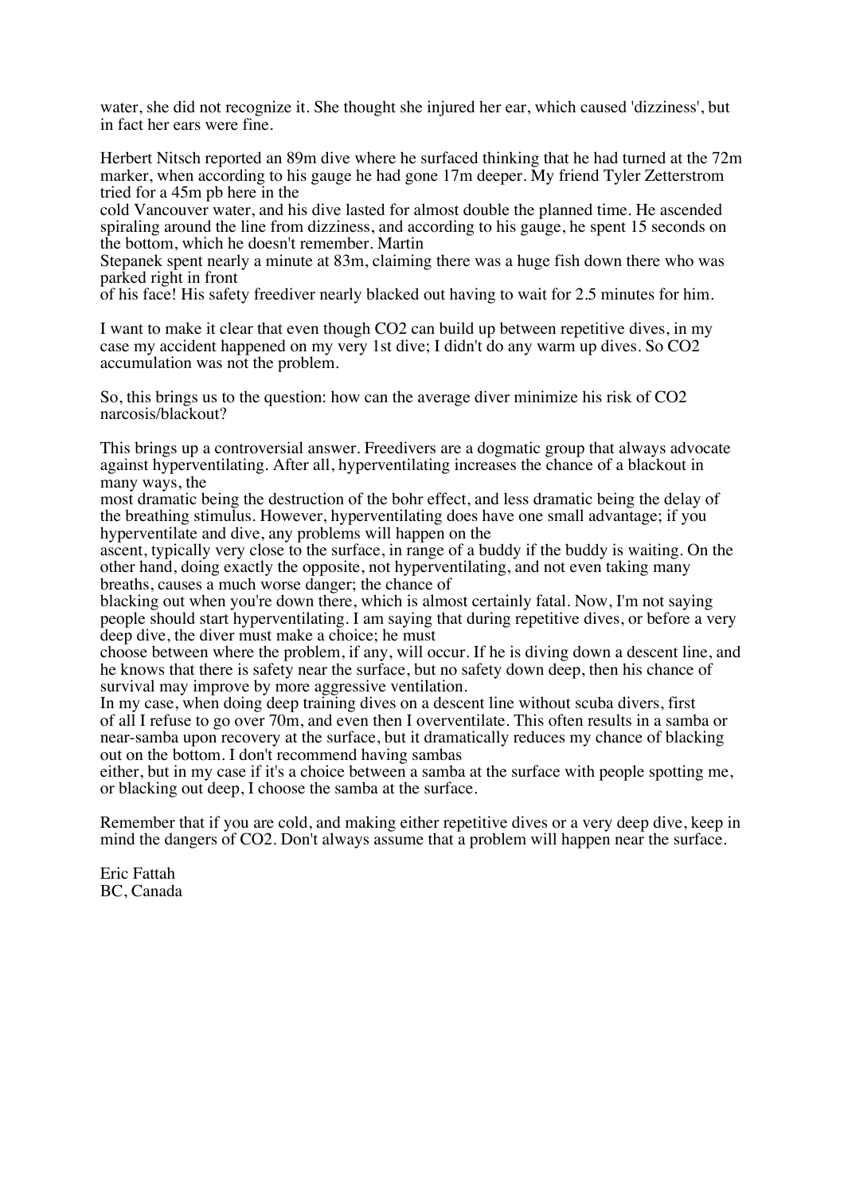water, she did not recognize it. She thought she injured her ear, which caused 'dizziness', but in fact her ears were fine.

Herbert Nitsch reported an 89m dive where he surfaced thinking that he had turned at the 72m marker, when according to his gauge he had gone 17m deeper. My friend Tyler Zetterstrom tried for a 45m pb here in the cold Vancouver water, and his dive lasted for almost double the planned time. He ascended spiraling around the line from dizziness, and according to his gauge, he spent 15 seconds on the bottom, which he doesn't remember. Martin Stepanek spent nearly a minute at 83m, claiming there was a huge fish down there who was parked right in front of his face! His safety freediver nearly blacked out having to wait for 2.5 minutes for him.

I want to make it clear that even though $CO_2$ can build up between repetitive dives, in my case my accident happened on my very 1st dive; I didn't do any warm up dives. So $CO_2$ accumulation was not the problem.

So, this brings us to the question: how can the average diver minimize his risk of $CO_2$ narcosis/blackout?

This brings up a controversial answer. Freedivers are a dogmatic group that always advocate against hyperventilating. After all, hyperventilating increases the chance of a blackout in many ways, the most dramatic being the destruction of the bohr effect, and less dramatic being the delay of the breathing stimulus. However, hyperventilating does have one small advantage; if you hyperventilate and dive, any problems will happen on the ascent, typically very close to the surface, in range of a buddy if the buddy is waiting. On the other hand, doing exactly the opposite, not hyperventilating, and not even taking many breaths, causes a much worse danger; the chance of blacking out when you're down there, which is almost certainly fatal. Now, I'm not saying people should start hyperventilating. I am saying that during repetitive dives, or before a very deep dive, the diver must make a choice; he must choose between where the problem, if any, will occur. If he is diving down a descent line, and he knows that there is safety near the surface, but no safety down deep, then his chance of survival may improve by more aggressive ventilation.
In my case, when doing deep training dives on a descent line without scuba divers, first of all I refuse to go over 70m, and even then I overventilate. This often results in a samba or near-samba upon recovery at the surface, but it dramatically reduces my chance of blacking out on the bottom. I don't recommend having sambas either, but in my case if it's a choice between a samba at the surface with people spotting me, or blacking out deep, I choose the samba at the surface.

Remember that if you are cold, and making either repetitive dives or a very deep dive, keep in mind the dangers of $CO_2$. Don't always assume that a problem will happen near the surface.

Eric Fattah
BC, Canada